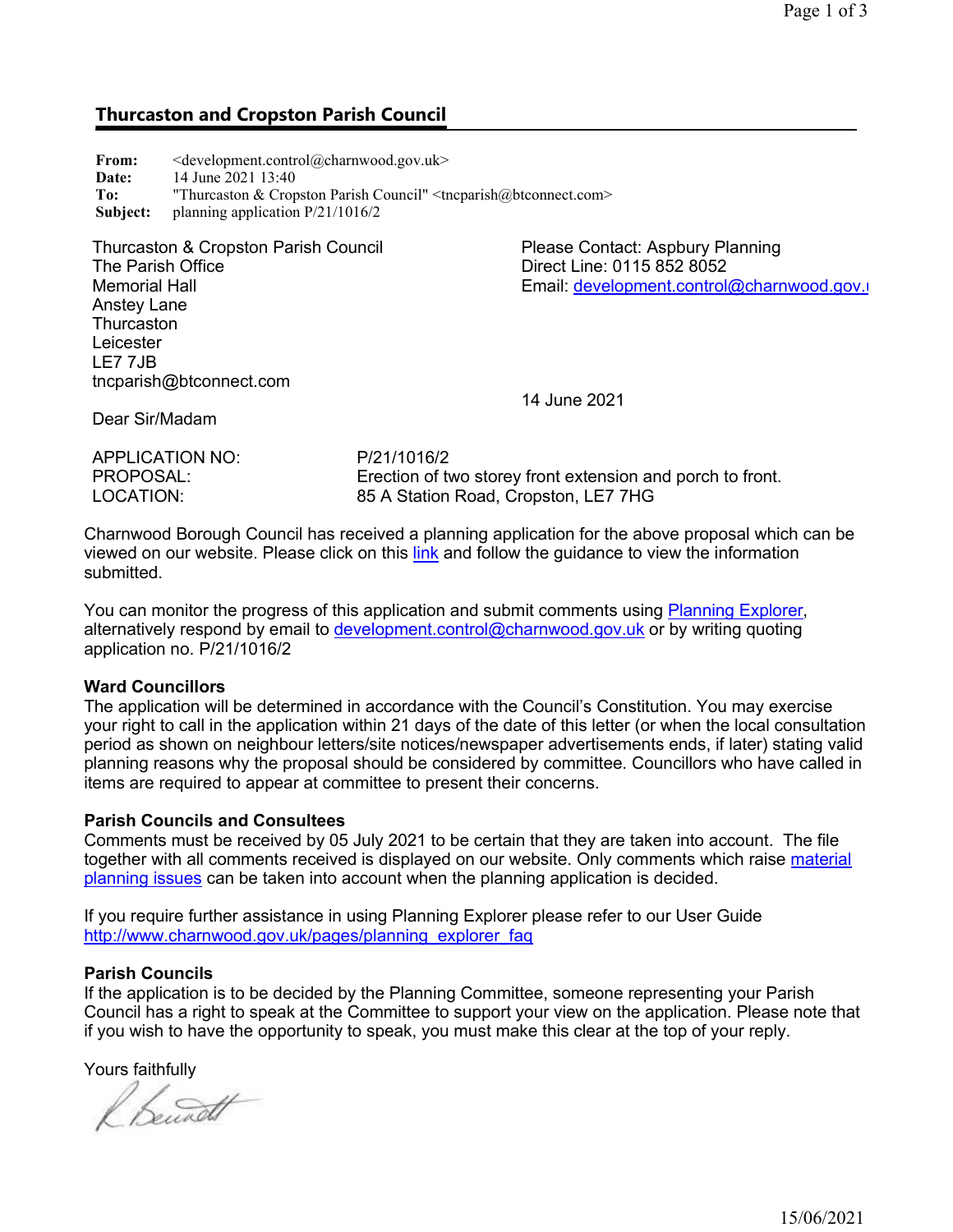## Thurcaston and Cropston Parish Council

**From:** <development.control@charnwood.gov.uk>
**Date:** 14 June 2021 13:40
**To:** "Thurcaston & Cropston Parish Council" <tncparish@btconnect.com>
**Subject:** planning application P/21/1016/2

Thurcaston & Cropston Parish Council
The Parish Office
Memorial Hall
Anstey Lane
Thurcaston
Leicester
LE7 7JB
tncparish@btconnect.com

Please Contact: Aspbury Planning
Direct Line: 0115 852 8052
Email: development.control@charnwood.gov.u

14 June 2021

Dear Sir/Madam

| | |
|---|---|
| APPLICATION NO: | P/21/1016/2 |
| PROPOSAL: | Erection of two storey front extension and porch to front. |
| LOCATION: | 85 A Station Road, Cropston, LE7 7HG |

Charnwood Borough Council has received a planning application for the above proposal which can be viewed on our website. Please click on this link and follow the guidance to view the information submitted.

You can monitor the progress of this application and submit comments using Planning Explorer, alternatively respond by email to development.control@charnwood.gov.uk or by writing quoting application no. P/21/1016/2

**Ward Councillors**
The application will be determined in accordance with the Council's Constitution. You may exercise your right to call in the application within 21 days of the date of this letter (or when the local consultation period as shown on neighbour letters/site notices/newspaper advertisements ends, if later) stating valid planning reasons why the proposal should be considered by committee. Councillors who have called in items are required to appear at committee to present their concerns.

**Parish Councils and Consultees**
Comments must be received by 05 July 2021 to be certain that they are taken into account. The file together with all comments received is displayed on our website. Only comments which raise material planning issues can be taken into account when the planning application is decided.

If you require further assistance in using Planning Explorer please refer to our User Guide
http://www.charnwood.gov.uk/pages/planning_explorer_faq

**Parish Councils**
If the application is to be decided by the Planning Committee, someone representing your Parish Council has a right to speak at the Committee to support your view on the application. Please note that if you wish to have the opportunity to speak, you must make this clear at the top of your reply.

Yours faithfully

R. Bennett

15/06/2021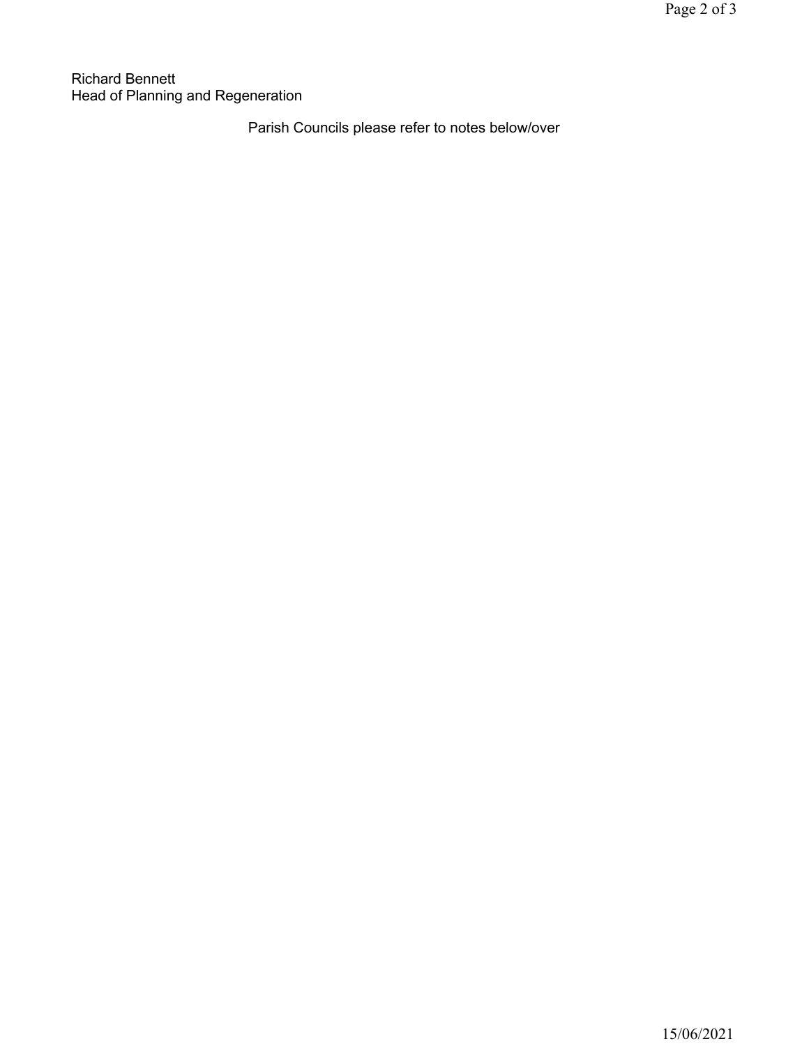Richard Bennett
Head of Planning and Regeneration

Parish Councils please refer to notes below/over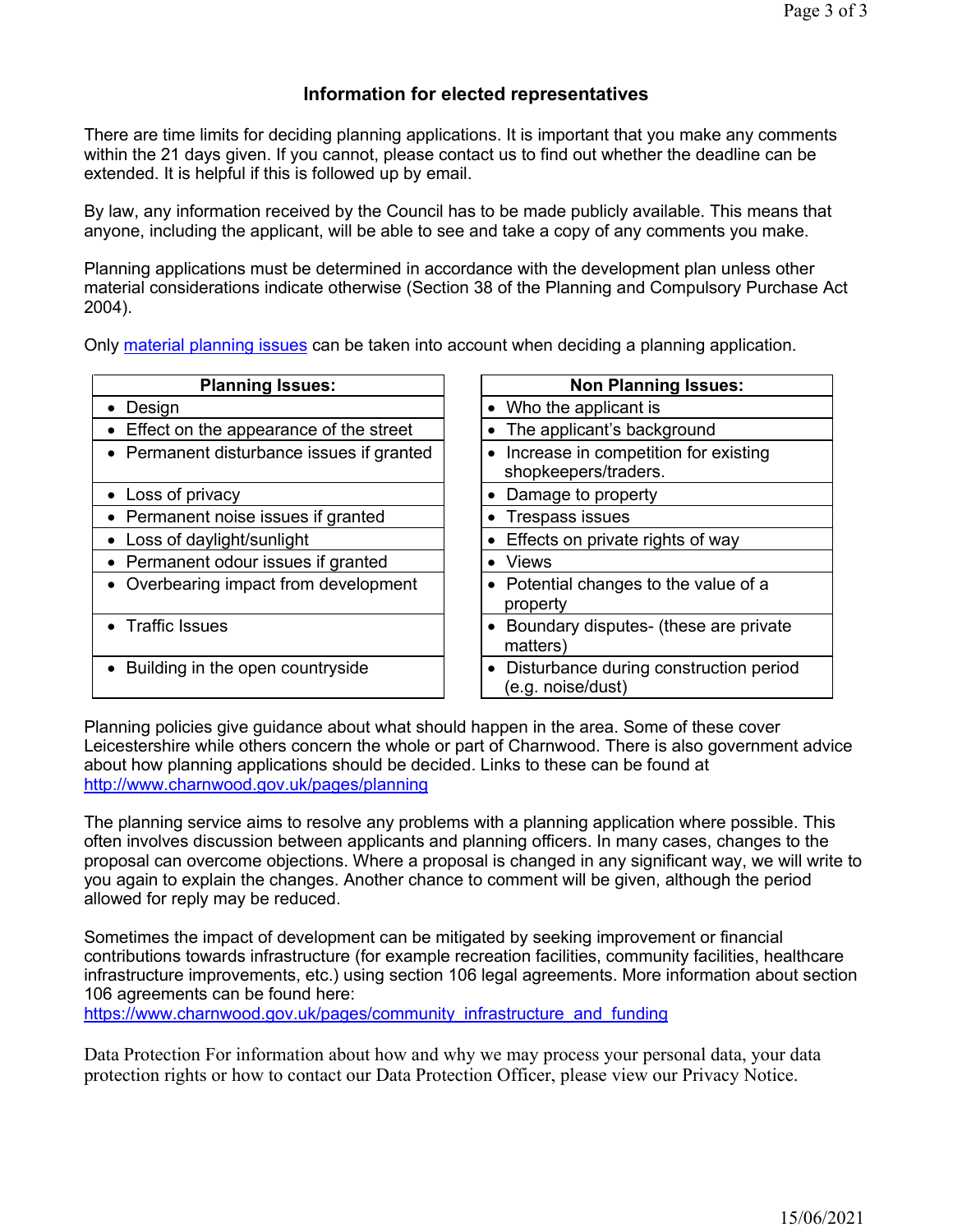## Information for elected representatives

There are time limits for deciding planning applications. It is important that you make any comments within the 21 days given. If you cannot, please contact us to find out whether the deadline can be extended. It is helpful if this is followed up by email.

By law, any information received by the Council has to be made publicly available. This means that anyone, including the applicant, will be able to see and take a copy of any comments you make.

Planning applications must be determined in accordance with the development plan unless other material considerations indicate otherwise (Section 38 of the Planning and Compulsory Purchase Act 2004).

Only material planning issues can be taken into account when deciding a planning application.

| Planning Issues: |
|---|
| • Design |
| • Effect on the appearance of the street |
| • Permanent disturbance issues if granted |
| • Loss of privacy |
| • Permanent noise issues if granted |
| • Loss of daylight/sunlight |
| • Permanent odour issues if granted |
| • Overbearing impact from development |
| • Traffic Issues |
| • Building in the open countryside |

| Non Planning Issues: |
|---|
| • Who the applicant is |
| • The applicant's background |
| • Increase in competition for existing shopkeepers/traders. |
| • Damage to property |
| • Trespass issues |
| • Effects on private rights of way |
| • Views |
| • Potential changes to the value of a property |
| • Boundary disputes- (these are private matters) |
| • Disturbance during construction period (e.g. noise/dust) |

Planning policies give guidance about what should happen in the area. Some of these cover Leicestershire while others concern the whole or part of Charnwood. There is also government advice about how planning applications should be decided. Links to these can be found at http://www.charnwood.gov.uk/pages/planning

The planning service aims to resolve any problems with a planning application where possible. This often involves discussion between applicants and planning officers. In many cases, changes to the proposal can overcome objections. Where a proposal is changed in any significant way, we will write to you again to explain the changes. Another chance to comment will be given, although the period allowed for reply may be reduced.

Sometimes the impact of development can be mitigated by seeking improvement or financial contributions towards infrastructure (for example recreation facilities, community facilities, healthcare infrastructure improvements, etc.) using section 106 legal agreements. More information about section 106 agreements can be found here:
https://www.charnwood.gov.uk/pages/community_infrastructure_and_funding

Data Protection For information about how and why we may process your personal data, your data protection rights or how to contact our Data Protection Officer, please view our Privacy Notice.

15/06/2021